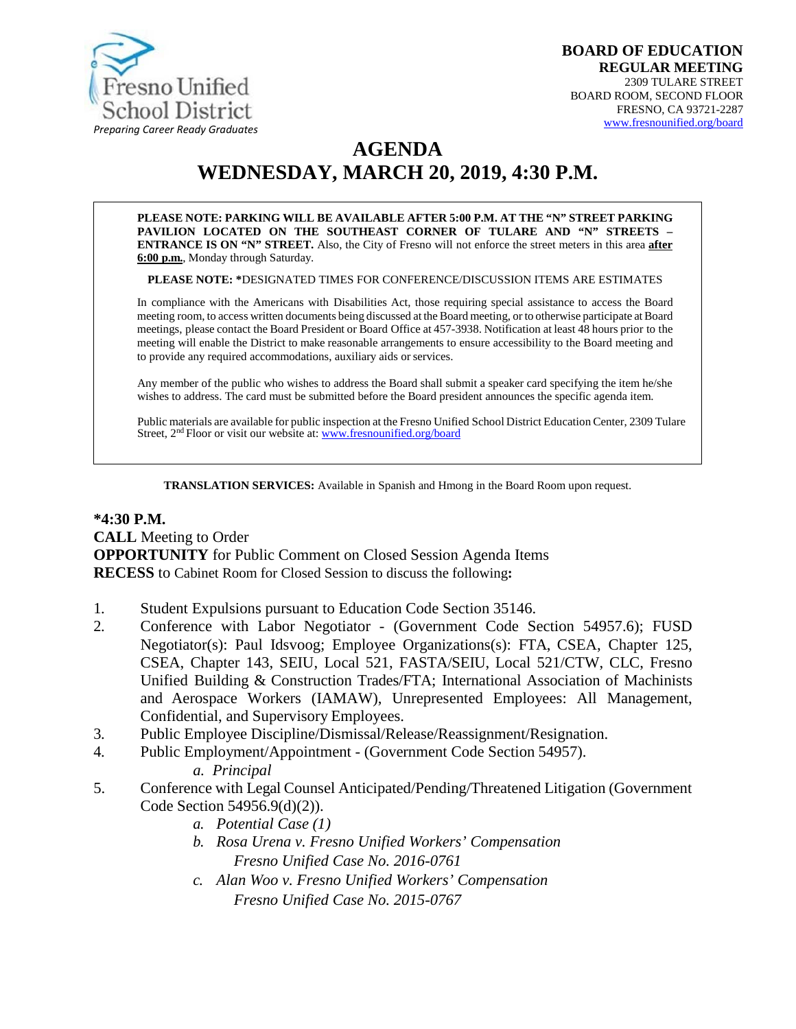Fresno Unified School District
*Preparing Career Ready Graduates*

**BOARD OF EDUCATION**
**REGULAR MEETING**
2309 TULARE STREET
BOARD ROOM, SECOND FLOOR
FRESNO, CA 93721-2287
www.fresnounified.org/board

# AGENDA
# WEDNESDAY, MARCH 20, 2019, 4:30 P.M.

**PLEASE NOTE: PARKING WILL BE AVAILABLE AFTER 5:00 P.M. AT THE "N" STREET PARKING PAVILION LOCATED ON THE SOUTHEAST CORNER OF TULARE AND "N" STREETS – ENTRANCE IS ON "N" STREET.** Also, the City of Fresno will not enforce the street meters in this area **after 6:00 p.m.**, Monday through Saturday.

**PLEASE NOTE: \***DESIGNATED TIMES FOR CONFERENCE/DISCUSSION ITEMS ARE ESTIMATES

In compliance with the Americans with Disabilities Act, those requiring special assistance to access the Board meeting room, to access written documents being discussed at the Board meeting, or to otherwise participate at Board meetings, please contact the Board President or Board Office at 457-3938. Notification at least 48 hours prior to the meeting will enable the District to make reasonable arrangements to ensure accessibility to the Board meeting and to provide any required accommodations, auxiliary aids or services.

Any member of the public who wishes to address the Board shall submit a speaker card specifying the item he/she wishes to address. The card must be submitted before the Board president announces the specific agenda item.

Public materials are available for public inspection at the Fresno Unified School District Education Center, 2309 Tulare Street, 2nd Floor or visit our website at: www.fresnounified.org/board

**TRANSLATION SERVICES:** Available in Spanish and Hmong in the Board Room upon request.

**\*4:30 P.M.**
**CALL** Meeting to Order
**OPPORTUNITY** for Public Comment on Closed Session Agenda Items
**RECESS** to Cabinet Room for Closed Session to discuss the following**:**

1. Student Expulsions pursuant to Education Code Section 35146.
2. Conference with Labor Negotiator - (Government Code Section 54957.6); FUSD Negotiator(s): Paul Idsvoog; Employee Organizations(s): FTA, CSEA, Chapter 125, CSEA, Chapter 143, SEIU, Local 521, FASTA/SEIU, Local 521/CTW, CLC, Fresno Unified Building & Construction Trades/FTA; International Association of Machinists and Aerospace Workers (IAMAW), Unrepresented Employees: All Management, Confidential, and Supervisory Employees.
3. Public Employee Discipline/Dismissal/Release/Reassignment/Resignation.
4. Public Employment/Appointment - (Government Code Section 54957).
   a. *Principal*
5. Conference with Legal Counsel Anticipated/Pending/Threatened Litigation (Government Code Section 54956.9(d)(2)).
   a. *Potential Case (1)*
   b. *Rosa Urena v. Fresno Unified Workers' Compensation*
      *Fresno Unified Case No. 2016-0761*
   c. *Alan Woo v. Fresno Unified Workers' Compensation*
      *Fresno Unified Case No. 2015-0767*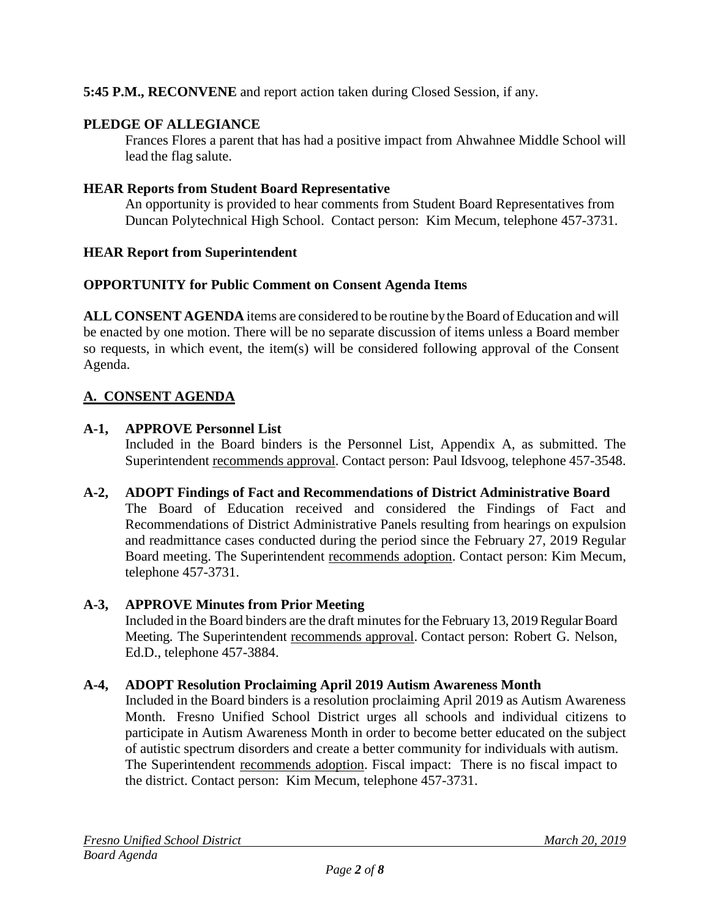**5:45 P.M., RECONVENE** and report action taken during Closed Session, if any.

**PLEDGE OF ALLEGIANCE**

Frances Flores a parent that has had a positive impact from Ahwahnee Middle School will lead the flag salute.

**HEAR Reports from Student Board Representative**

An opportunity is provided to hear comments from Student Board Representatives from Duncan Polytechnical High School. Contact person: Kim Mecum, telephone 457-3731.

**HEAR Report from Superintendent**

**OPPORTUNITY for Public Comment on Consent Agenda Items**

**ALL CONSENT AGENDA** items are considered to be routine by the Board of Education and will be enacted by one motion. There will be no separate discussion of items unless a Board member so requests, in which event, the item(s) will be considered following approval of the Consent Agenda.

## A. CONSENT AGENDA

**A-1, APPROVE Personnel List**

Included in the Board binders is the Personnel List, Appendix A, as submitted. The Superintendent recommends approval. Contact person: Paul Idsvoog, telephone 457-3548.

**A-2, ADOPT Findings of Fact and Recommendations of District Administrative Board**

The Board of Education received and considered the Findings of Fact and Recommendations of District Administrative Panels resulting from hearings on expulsion and readmittance cases conducted during the period since the February 27, 2019 Regular Board meeting. The Superintendent recommends adoption. Contact person: Kim Mecum, telephone 457-3731.

**A-3, APPROVE Minutes from Prior Meeting**

Included in the Board binders are the draft minutes for the February 13, 2019 Regular Board Meeting. The Superintendent recommends approval. Contact person: Robert G. Nelson, Ed.D., telephone 457-3884.

**A-4, ADOPT Resolution Proclaiming April 2019 Autism Awareness Month**

Included in the Board binders is a resolution proclaiming April 2019 as Autism Awareness Month. Fresno Unified School District urges all schools and individual citizens to participate in Autism Awareness Month in order to become better educated on the subject of autistic spectrum disorders and create a better community for individuals with autism. The Superintendent recommends adoption. Fiscal impact: There is no fiscal impact to the district. Contact person: Kim Mecum, telephone 457-3731.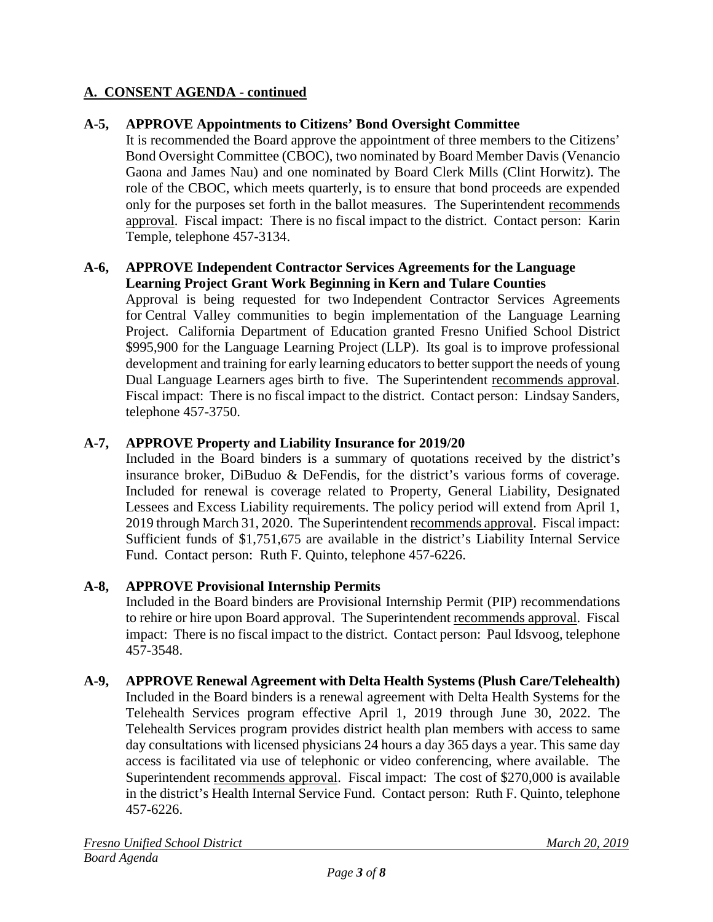## A. CONSENT AGENDA - continued

**A-5, APPROVE Appointments to Citizens' Bond Oversight Committee**

It is recommended the Board approve the appointment of three members to the Citizens' Bond Oversight Committee (CBOC), two nominated by Board Member Davis (Venancio Gaona and James Nau) and one nominated by Board Clerk Mills (Clint Horwitz). The role of the CBOC, which meets quarterly, is to ensure that bond proceeds are expended only for the purposes set forth in the ballot measures. The Superintendent recommends approval. Fiscal impact: There is no fiscal impact to the district. Contact person: Karin Temple, telephone 457-3134.

**A-6, APPROVE Independent Contractor Services Agreements for the Language Learning Project Grant Work Beginning in Kern and Tulare Counties**

Approval is being requested for two Independent Contractor Services Agreements for Central Valley communities to begin implementation of the Language Learning Project. California Department of Education granted Fresno Unified School District $995,900 for the Language Learning Project (LLP). Its goal is to improve professional development and training for early learning educators to better support the needs of young Dual Language Learners ages birth to five. The Superintendent recommends approval. Fiscal impact: There is no fiscal impact to the district. Contact person: Lindsay Sanders, telephone 457-3750.

**A-7, APPROVE Property and Liability Insurance for 2019/20**

Included in the Board binders is a summary of quotations received by the district's insurance broker, DiBuduo & DeFendis, for the district's various forms of coverage. Included for renewal is coverage related to Property, General Liability, Designated Lessees and Excess Liability requirements. The policy period will extend from April 1, 2019 through March 31, 2020. The Superintendent recommends approval. Fiscal impact: Sufficient funds of $1,751,675 are available in the district's Liability Internal Service Fund. Contact person: Ruth F. Quinto, telephone 457-6226.

**A-8, APPROVE Provisional Internship Permits**

Included in the Board binders are Provisional Internship Permit (PIP) recommendations to rehire or hire upon Board approval. The Superintendent recommends approval. Fiscal impact: There is no fiscal impact to the district. Contact person: Paul Idsvoog, telephone 457-3548.

**A-9, APPROVE Renewal Agreement with Delta Health Systems (Plush Care/Telehealth)**

Included in the Board binders is a renewal agreement with Delta Health Systems for the Telehealth Services program effective April 1, 2019 through June 30, 2022. The Telehealth Services program provides district health plan members with access to same day consultations with licensed physicians 24 hours a day 365 days a year. This same day access is facilitated via use of telephonic or video conferencing, where available. The Superintendent recommends approval. Fiscal impact: The cost of $270,000 is available in the district's Health Internal Service Fund. Contact person: Ruth F. Quinto, telephone 457-6226.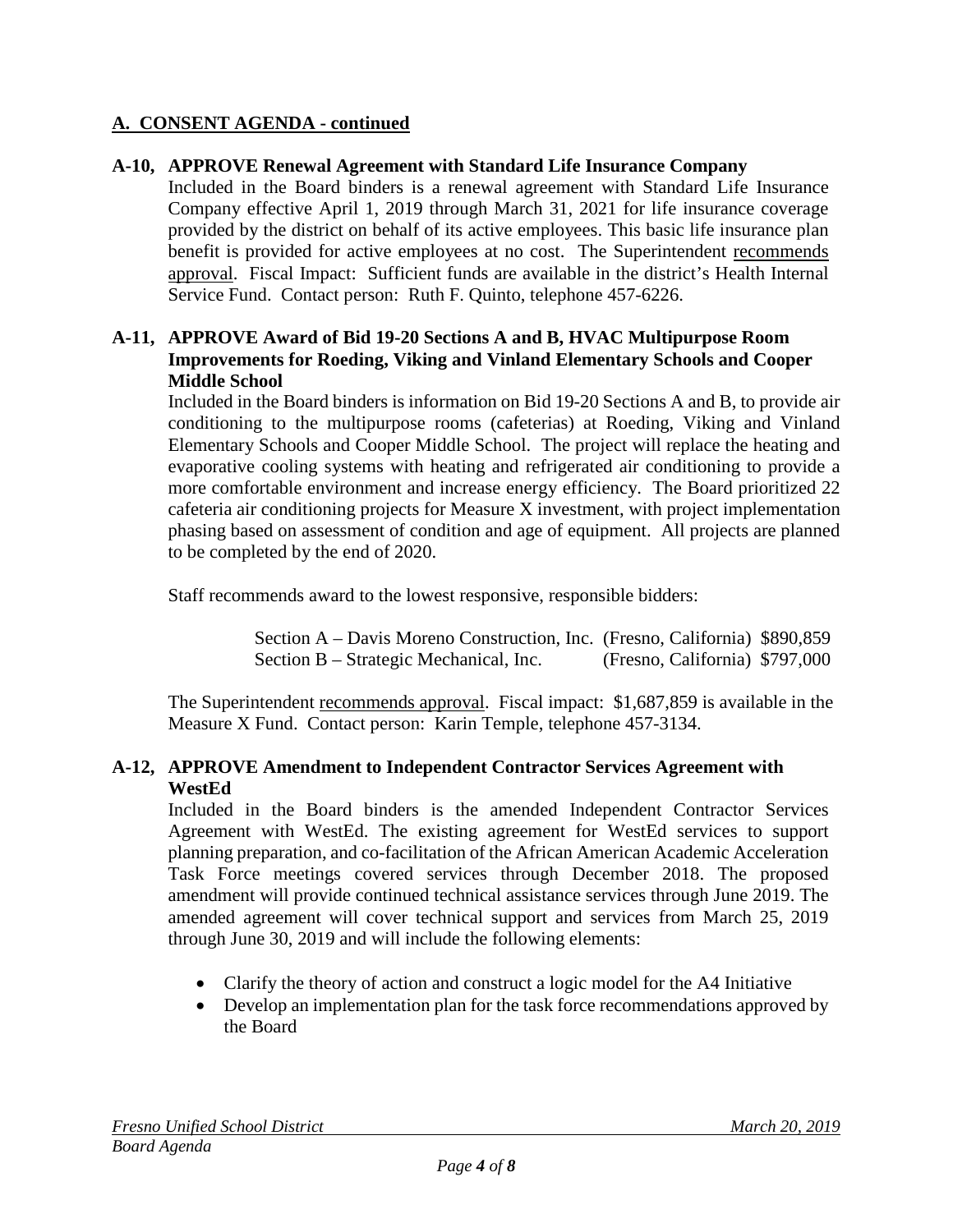## A. CONSENT AGENDA - continued

**A-10, APPROVE Renewal Agreement with Standard Life Insurance Company**

Included in the Board binders is a renewal agreement with Standard Life Insurance Company effective April 1, 2019 through March 31, 2021 for life insurance coverage provided by the district on behalf of its active employees. This basic life insurance plan benefit is provided for active employees at no cost. The Superintendent recommends approval. Fiscal Impact: Sufficient funds are available in the district's Health Internal Service Fund. Contact person: Ruth F. Quinto, telephone 457-6226.

**A-11, APPROVE Award of Bid 19-20 Sections A and B, HVAC Multipurpose Room Improvements for Roeding, Viking and Vinland Elementary Schools and Cooper Middle School**

Included in the Board binders is information on Bid 19-20 Sections A and B, to provide air conditioning to the multipurpose rooms (cafeterias) at Roeding, Viking and Vinland Elementary Schools and Cooper Middle School. The project will replace the heating and evaporative cooling systems with heating and refrigerated air conditioning to provide a more comfortable environment and increase energy efficiency. The Board prioritized 22 cafeteria air conditioning projects for Measure X investment, with project implementation phasing based on assessment of condition and age of equipment. All projects are planned to be completed by the end of 2020.

Staff recommends award to the lowest responsive, responsible bidders:

| | | |
|---|---|---|
| Section A – Davis Moreno Construction, Inc. | (Fresno, California) | $890,859 |
| Section B – Strategic Mechanical, Inc. | (Fresno, California) | $797,000 |

The Superintendent recommends approval. Fiscal impact: $1,687,859 is available in the Measure X Fund. Contact person: Karin Temple, telephone 457-3134.

**A-12, APPROVE Amendment to Independent Contractor Services Agreement with WestEd**

Included in the Board binders is the amended Independent Contractor Services Agreement with WestEd. The existing agreement for WestEd services to support planning preparation, and co-facilitation of the African American Academic Acceleration Task Force meetings covered services through December 2018. The proposed amendment will provide continued technical assistance services through June 2019. The amended agreement will cover technical support and services from March 25, 2019 through June 30, 2019 and will include the following elements:

- Clarify the theory of action and construct a logic model for the A4 Initiative
- Develop an implementation plan for the task force recommendations approved by the Board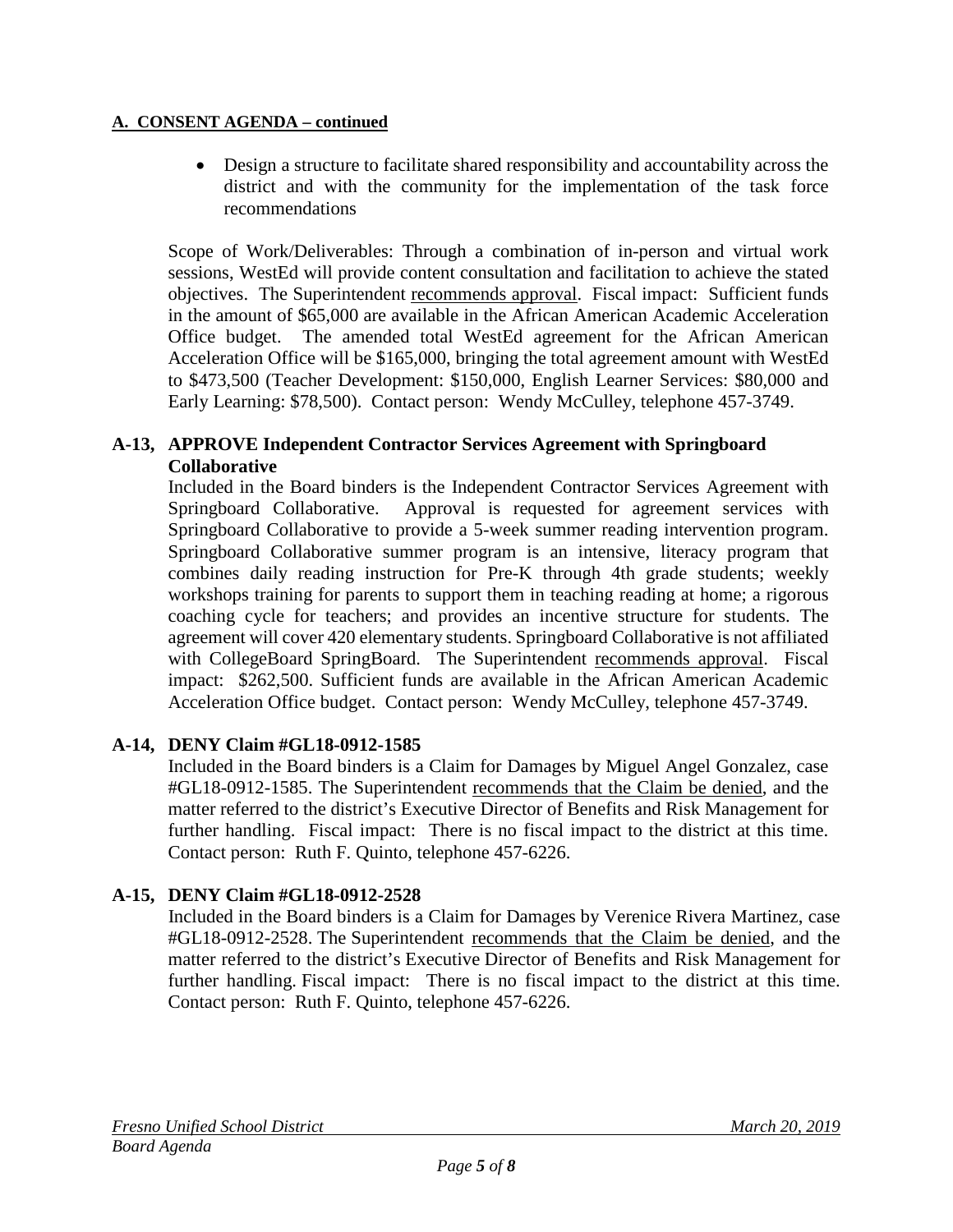**A. CONSENT AGENDA – continued**

- Design a structure to facilitate shared responsibility and accountability across the district and with the community for the implementation of the task force recommendations

Scope of Work/Deliverables: Through a combination of in-person and virtual work sessions, WestEd will provide content consultation and facilitation to achieve the stated objectives. The Superintendent recommends approval. Fiscal impact: Sufficient funds in the amount of $65,000 are available in the African American Academic Acceleration Office budget. The amended total WestEd agreement for the African American Acceleration Office will be $165,000, bringing the total agreement amount with WestEd to $473,500 (Teacher Development: $150,000, English Learner Services: $80,000 and Early Learning: $78,500). Contact person: Wendy McCulley, telephone 457-3749.

**A-13, APPROVE Independent Contractor Services Agreement with Springboard Collaborative**

Included in the Board binders is the Independent Contractor Services Agreement with Springboard Collaborative. Approval is requested for agreement services with Springboard Collaborative to provide a 5-week summer reading intervention program. Springboard Collaborative summer program is an intensive, literacy program that combines daily reading instruction for Pre-K through 4th grade students; weekly workshops training for parents to support them in teaching reading at home; a rigorous coaching cycle for teachers; and provides an incentive structure for students. The agreement will cover 420 elementary students. Springboard Collaborative is not affiliated with CollegeBoard SpringBoard. The Superintendent recommends approval. Fiscal impact: $262,500. Sufficient funds are available in the African American Academic Acceleration Office budget. Contact person: Wendy McCulley, telephone 457-3749.

**A-14, DENY Claim #GL18-0912-1585**

Included in the Board binders is a Claim for Damages by Miguel Angel Gonzalez, case #GL18-0912-1585. The Superintendent recommends that the Claim be denied, and the matter referred to the district's Executive Director of Benefits and Risk Management for further handling. Fiscal impact: There is no fiscal impact to the district at this time. Contact person: Ruth F. Quinto, telephone 457-6226.

**A-15, DENY Claim #GL18-0912-2528**

Included in the Board binders is a Claim for Damages by Verenice Rivera Martinez, case #GL18-0912-2528. The Superintendent recommends that the Claim be denied, and the matter referred to the district's Executive Director of Benefits and Risk Management for further handling. Fiscal impact: There is no fiscal impact to the district at this time. Contact person: Ruth F. Quinto, telephone 457-6226.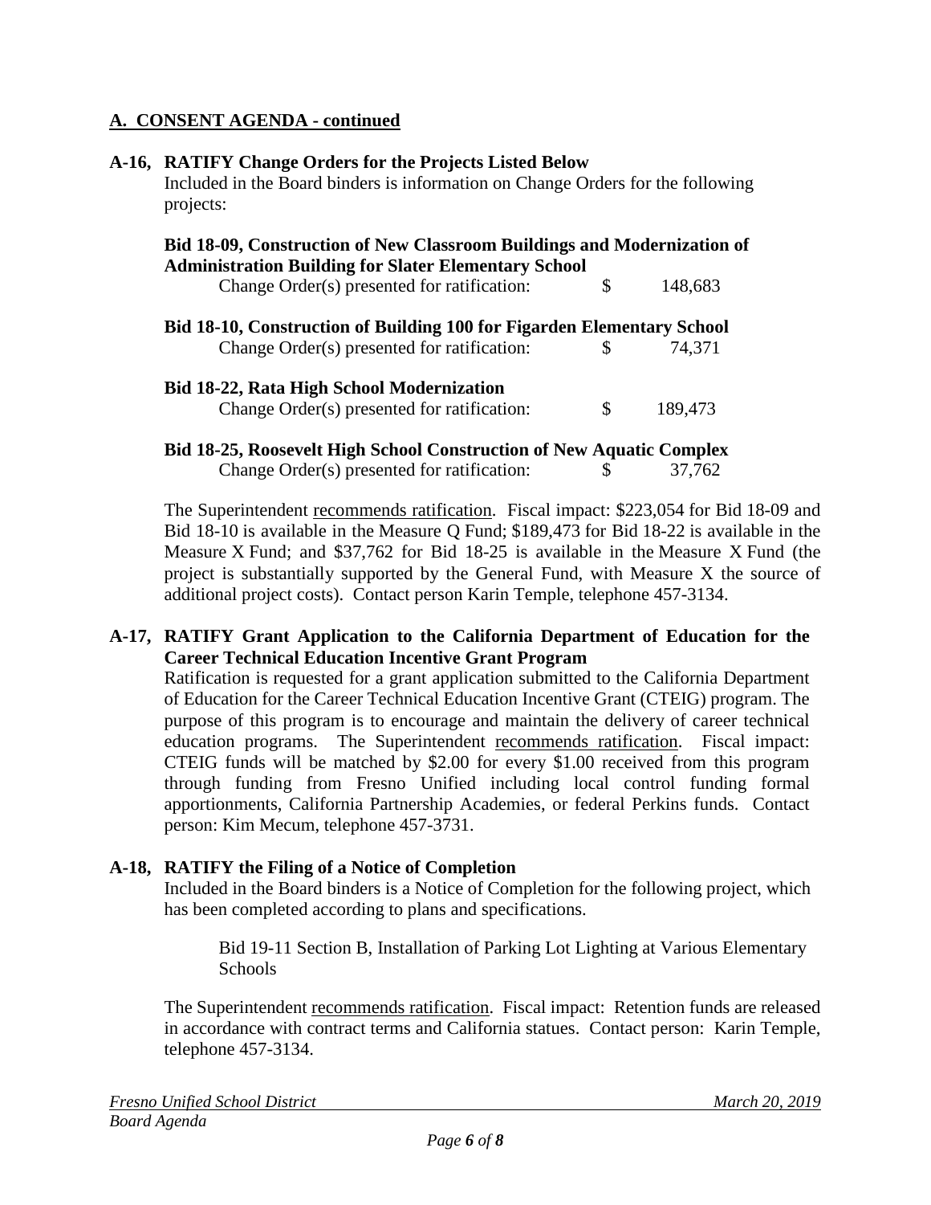## A. CONSENT AGENDA - continued

**A-16, RATIFY Change Orders for the Projects Listed Below**

Included in the Board binders is information on Change Orders for the following projects:

**Bid 18-09, Construction of New Classroom Buildings and Modernization of Administration Building for Slater Elementary School**

| | | |
|---|---|---|
| Change Order(s) presented for ratification: | $ | 148,683 |

**Bid 18-10, Construction of Building 100 for Figarden Elementary School**

| | | |
|---|---|---|
| Change Order(s) presented for ratification: | $ | 74,371 |

**Bid 18-22, Rata High School Modernization**

| | | |
|---|---|---|
| Change Order(s) presented for ratification: | $ | 189,473 |

**Bid 18-25, Roosevelt High School Construction of New Aquatic Complex**

| | | |
|---|---|---|
| Change Order(s) presented for ratification: | $ | 37,762 |

The Superintendent recommends ratification. Fiscal impact: $223,054 for Bid 18-09 and Bid 18-10 is available in the Measure Q Fund; $189,473 for Bid 18-22 is available in the Measure X Fund; and $37,762 for Bid 18-25 is available in the Measure X Fund (the project is substantially supported by the General Fund, with Measure X the source of additional project costs). Contact person Karin Temple, telephone 457-3134.

**A-17, RATIFY Grant Application to the California Department of Education for the Career Technical Education Incentive Grant Program**

Ratification is requested for a grant application submitted to the California Department of Education for the Career Technical Education Incentive Grant (CTEIG) program. The purpose of this program is to encourage and maintain the delivery of career technical education programs. The Superintendent recommends ratification. Fiscal impact: CTEIG funds will be matched by $2.00 for every $1.00 received from this program through funding from Fresno Unified including local control funding formal apportionments, California Partnership Academies, or federal Perkins funds. Contact person: Kim Mecum, telephone 457-3731.

**A-18, RATIFY the Filing of a Notice of Completion**

Included in the Board binders is a Notice of Completion for the following project, which has been completed according to plans and specifications.

Bid 19-11 Section B, Installation of Parking Lot Lighting at Various Elementary Schools

The Superintendent recommends ratification. Fiscal impact: Retention funds are released in accordance with contract terms and California statues. Contact person: Karin Temple, telephone 457-3134.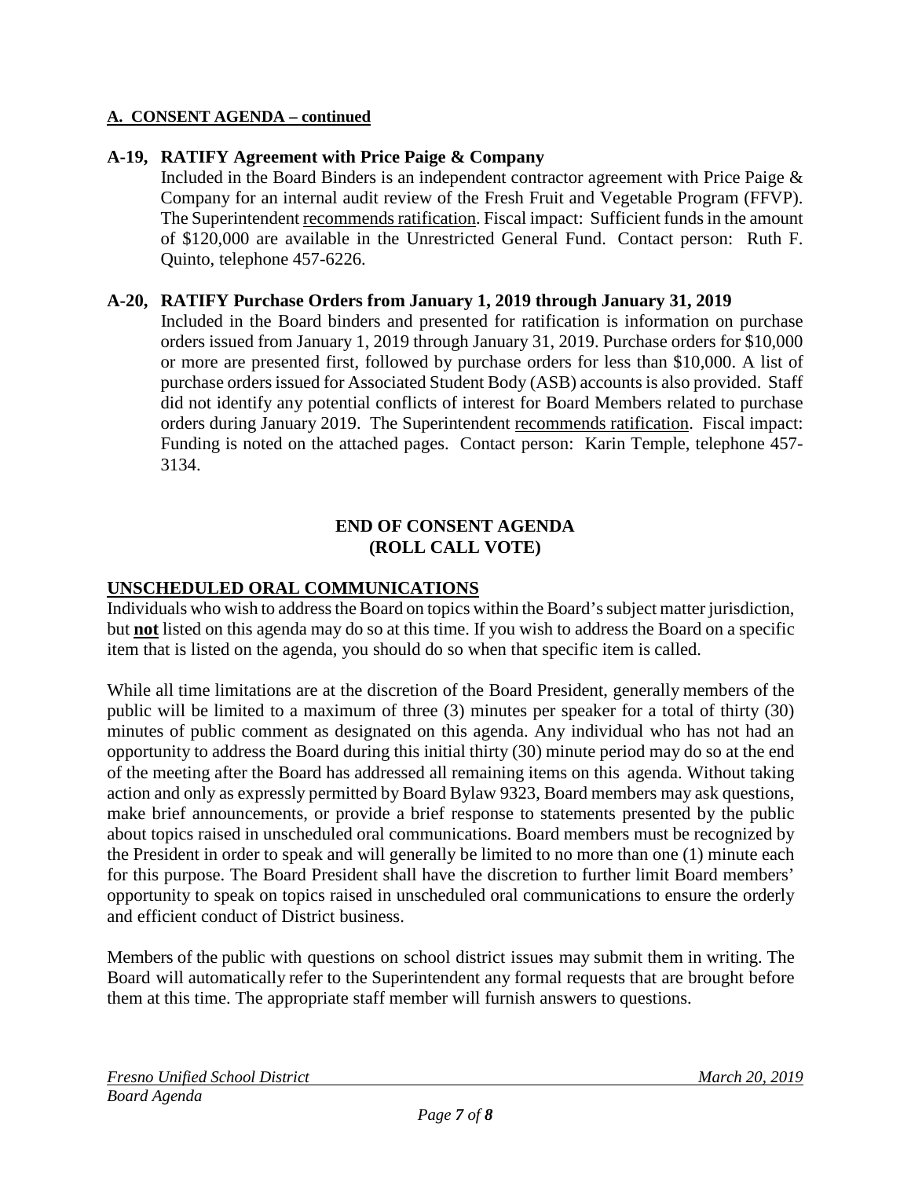**A. CONSENT AGENDA – continued**

**A-19, RATIFY Agreement with Price Paige & Company**

Included in the Board Binders is an independent contractor agreement with Price Paige & Company for an internal audit review of the Fresh Fruit and Vegetable Program (FFVP). The Superintendent recommends ratification. Fiscal impact: Sufficient funds in the amount of $120,000 are available in the Unrestricted General Fund. Contact person: Ruth F. Quinto, telephone 457-6226.

**A-20, RATIFY Purchase Orders from January 1, 2019 through January 31, 2019**

Included in the Board binders and presented for ratification is information on purchase orders issued from January 1, 2019 through January 31, 2019. Purchase orders for $10,000 or more are presented first, followed by purchase orders for less than $10,000. A list of purchase orders issued for Associated Student Body (ASB) accounts is also provided. Staff did not identify any potential conflicts of interest for Board Members related to purchase orders during January 2019. The Superintendent recommends ratification. Fiscal impact: Funding is noted on the attached pages. Contact person: Karin Temple, telephone 457-3134.

**END OF CONSENT AGENDA**
**(ROLL CALL VOTE)**

## UNSCHEDULED ORAL COMMUNICATIONS

Individuals who wish to address the Board on topics within the Board's subject matter jurisdiction, but **not** listed on this agenda may do so at this time. If you wish to address the Board on a specific item that is listed on the agenda, you should do so when that specific item is called.

While all time limitations are at the discretion of the Board President, generally members of the public will be limited to a maximum of three (3) minutes per speaker for a total of thirty (30) minutes of public comment as designated on this agenda. Any individual who has not had an opportunity to address the Board during this initial thirty (30) minute period may do so at the end of the meeting after the Board has addressed all remaining items on this agenda. Without taking action and only as expressly permitted by Board Bylaw 9323, Board members may ask questions, make brief announcements, or provide a brief response to statements presented by the public about topics raised in unscheduled oral communications. Board members must be recognized by the President in order to speak and will generally be limited to no more than one (1) minute each for this purpose. The Board President shall have the discretion to further limit Board members' opportunity to speak on topics raised in unscheduled oral communications to ensure the orderly and efficient conduct of District business.

Members of the public with questions on school district issues may submit them in writing. The Board will automatically refer to the Superintendent any formal requests that are brought before them at this time. The appropriate staff member will furnish answers to questions.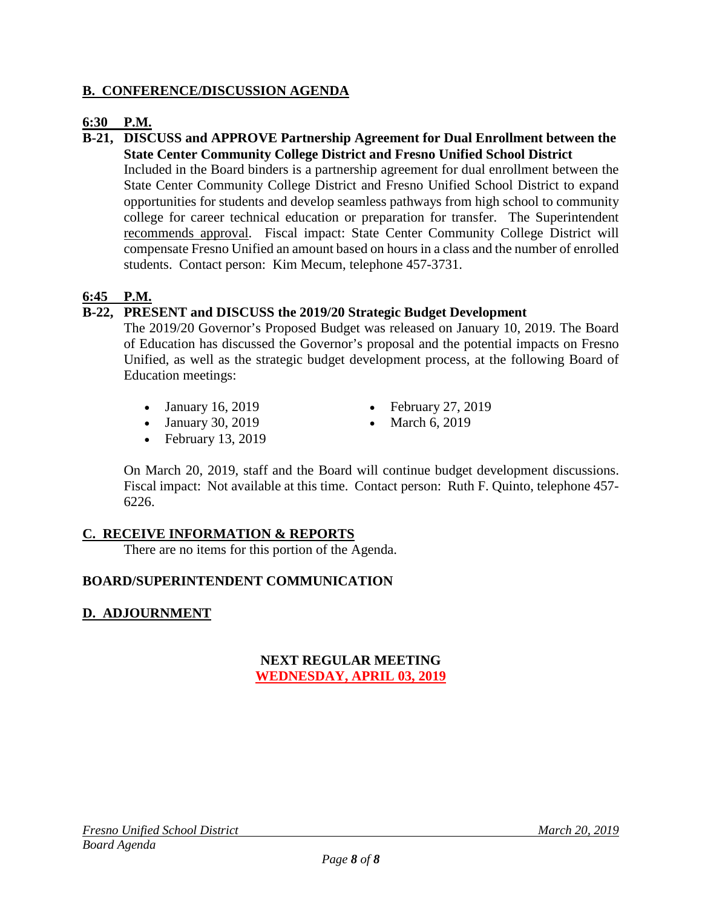## B. CONFERENCE/DISCUSSION AGENDA

**6:30 P.M.**

**B-21, DISCUSS and APPROVE Partnership Agreement for Dual Enrollment between the State Center Community College District and Fresno Unified School District**

Included in the Board binders is a partnership agreement for dual enrollment between the State Center Community College District and Fresno Unified School District to expand opportunities for students and develop seamless pathways from high school to community college for career technical education or preparation for transfer. The Superintendent recommends approval. Fiscal impact: State Center Community College District will compensate Fresno Unified an amount based on hours in a class and the number of enrolled students. Contact person: Kim Mecum, telephone 457-3731.

**6:45 P.M.**

**B-22, PRESENT and DISCUSS the 2019/20 Strategic Budget Development**

The 2019/20 Governor's Proposed Budget was released on January 10, 2019. The Board of Education has discussed the Governor's proposal and the potential impacts on Fresno Unified, as well as the strategic budget development process, at the following Board of Education meetings:

- January 16, 2019
- January 30, 2019
- February 13, 2019
- February 27, 2019
- March 6, 2019

On March 20, 2019, staff and the Board will continue budget development discussions. Fiscal impact: Not available at this time. Contact person: Ruth F. Quinto, telephone 457-6226.

## C. RECEIVE INFORMATION & REPORTS

There are no items for this portion of the Agenda.

**BOARD/SUPERINTENDENT COMMUNICATION**

## D. ADJOURNMENT

**NEXT REGULAR MEETING**
**WEDNESDAY, APRIL 03, 2019**